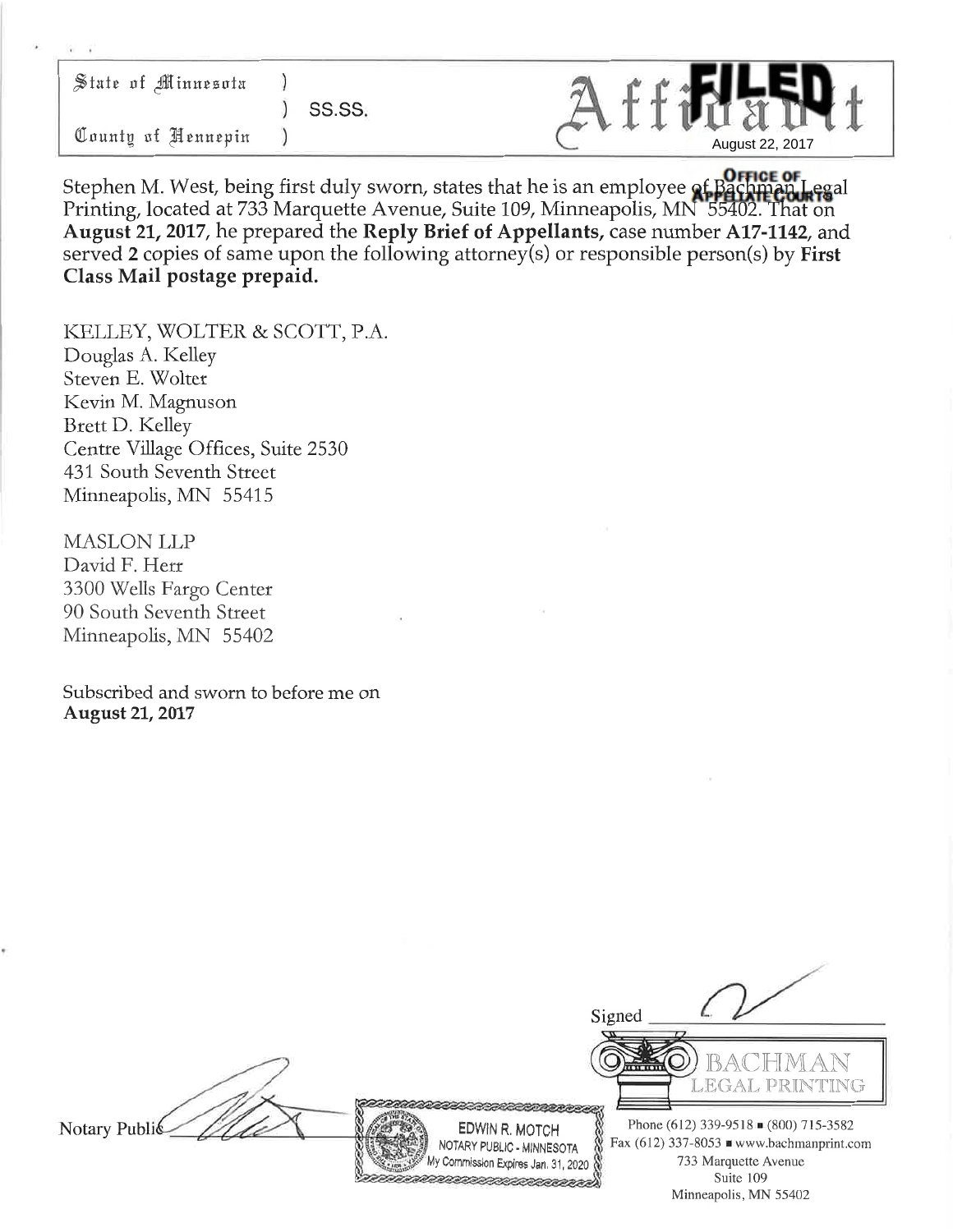State of Minnesota )
) SS.SS.
County of Hennepin )

# Affidavit

FILED
August 22, 2017
OFFICE OF APPELLATE COURTS

Stephen M. West, being first duly sworn, states that he is an employee of Bachman Legal Printing, located at 733 Marquette Avenue, Suite 109, Minneapolis, MN 55402. That on **August 21, 2017**, he prepared the **Reply Brief of Appellants,** case number **A17-1142**, and served **2** copies of same upon the following attorney(s) or responsible person(s) by **First Class Mail postage prepaid.**

KELLEY, WOLTER & SCOTT, P.A.
Douglas A. Kelley
Steven E. Wolter
Kevin M. Magnuson
Brett D. Kelley
Centre Village Offices, Suite 2530
431 South Seventh Street
Minneapolis, MN 55415

MASLON LLP
David F. Herr
3300 Wells Fargo Center
90 South Seventh Street
Minneapolis, MN 55402

Subscribed and sworn to before me on
**August 21, 2017**

Signed ____________

Notary Public ____________

EDWIN R. MOTCH
NOTARY PUBLIC - MINNESOTA
My Commission Expires Jan. 31, 2020

BACHMAN LEGAL PRINTING
Phone (612) 339-9518 ■ (800) 715-3582
Fax (612) 337-8053 ■ www.bachmanprint.com
733 Marquette Avenue
Suite 109
Minneapolis, MN 55402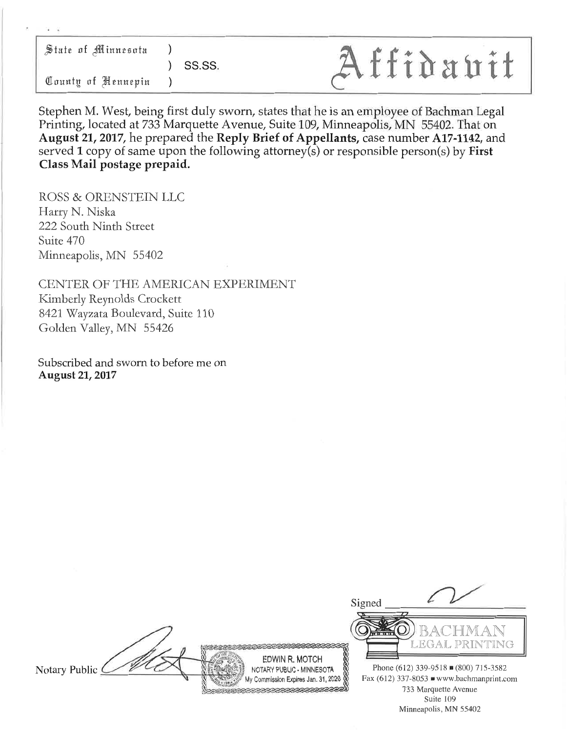State of Minnesota )
) SS.SS.
County of Hennepin )

# Affidavit

Stephen M. West, being first duly sworn, states that he is an employee of Bachman Legal Printing, located at 733 Marquette Avenue, Suite 109, Minneapolis, MN 55402. That on **August 21, 2017**, he prepared the **Reply Brief of Appellants**, case number **A17-1142**, and served **1** copy of same upon the following attorney(s) or responsible person(s) by **First Class Mail postage prepaid.**

ROSS & ORENSTEIN LLC
Harry N. Niska
222 South Ninth Street
Suite 470
Minneapolis, MN 55402

CENTER OF THE AMERICAN EXPERIMENT
Kimberly Reynolds Crockett
8421 Wayzata Boulevard, Suite 110
Golden Valley, MN 55426

Subscribed and sworn to before me on
**August 21, 2017**

Signed ____________

Notary Public ____________

EDWIN R. MOTCH
NOTARY PUBLIC - MINNESOTA
My Commission Expires Jan. 31, 2020

BACHMAN LEGAL PRINTING
Phone (612) 339-9518 ■ (800) 715-3582
Fax (612) 337-8053 ■ www.bachmanprint.com
733 Marquette Avenue
Suite 109
Minneapolis, MN 55402